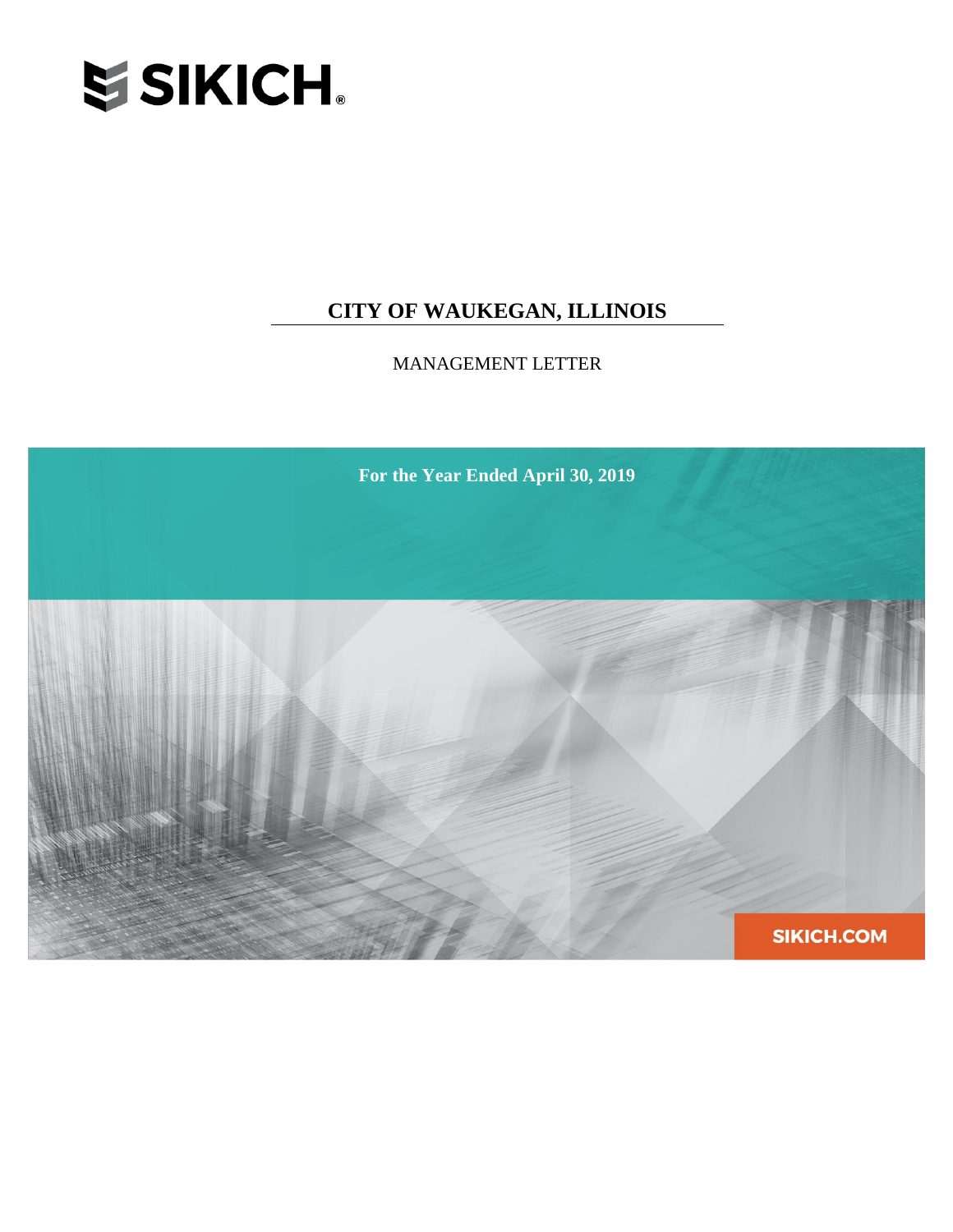SIKICH.

# CITY OF WAUKEGAN, ILLINOIS

MANAGEMENT LETTER

**For the Year Ended April 30, 2019**

SIKICH.COM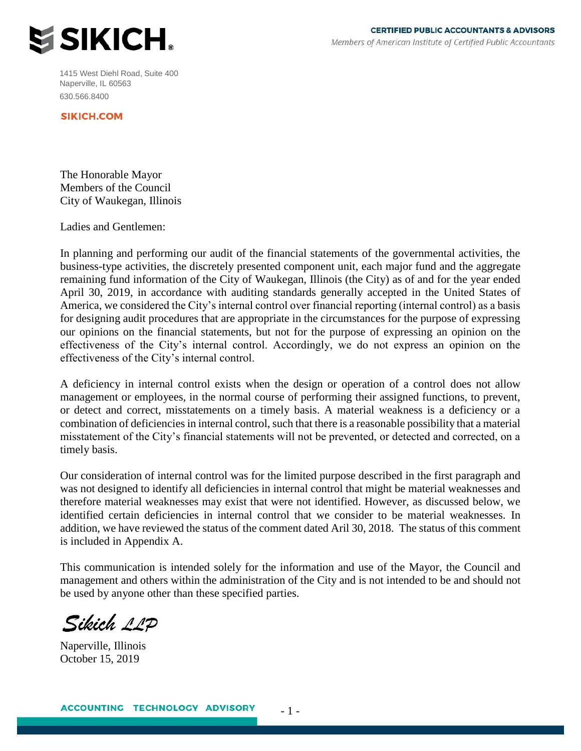**SIKICH.**

**CERTIFIED PUBLIC ACCOUNTANTS & ADVISORS**
*Members of American Institute of Certified Public Accountants*

1415 West Diehl Road, Suite 400
Naperville, IL 60563
630.566.8400

**SIKICH.COM**

The Honorable Mayor
Members of the Council
City of Waukegan, Illinois

Ladies and Gentlemen:

In planning and performing our audit of the financial statements of the governmental activities, the business-type activities, the discretely presented component unit, each major fund and the aggregate remaining fund information of the City of Waukegan, Illinois (the City) as of and for the year ended April 30, 2019, in accordance with auditing standards generally accepted in the United States of America, we considered the City's internal control over financial reporting (internal control) as a basis for designing audit procedures that are appropriate in the circumstances for the purpose of expressing our opinions on the financial statements, but not for the purpose of expressing an opinion on the effectiveness of the City's internal control. Accordingly, we do not express an opinion on the effectiveness of the City's internal control.

A deficiency in internal control exists when the design or operation of a control does not allow management or employees, in the normal course of performing their assigned functions, to prevent, or detect and correct, misstatements on a timely basis. A material weakness is a deficiency or a combination of deficiencies in internal control, such that there is a reasonable possibility that a material misstatement of the City's financial statements will not be prevented, or detected and corrected, on a timely basis.

Our consideration of internal control was for the limited purpose described in the first paragraph and was not designed to identify all deficiencies in internal control that might be material weaknesses and therefore material weaknesses may exist that were not identified. However, as discussed below, we identified certain deficiencies in internal control that we consider to be material weaknesses. In addition, we have reviewed the status of the comment dated Aril 30, 2018. The status of this comment is included in Appendix A.

This communication is intended solely for the information and use of the Mayor, the Council and management and others within the administration of the City and is not intended to be and should not be used by anyone other than these specified parties.

*Sikich LLP*

Naperville, Illinois
October 15, 2019

**ACCOUNTING TECHNOLOGY ADVISORY**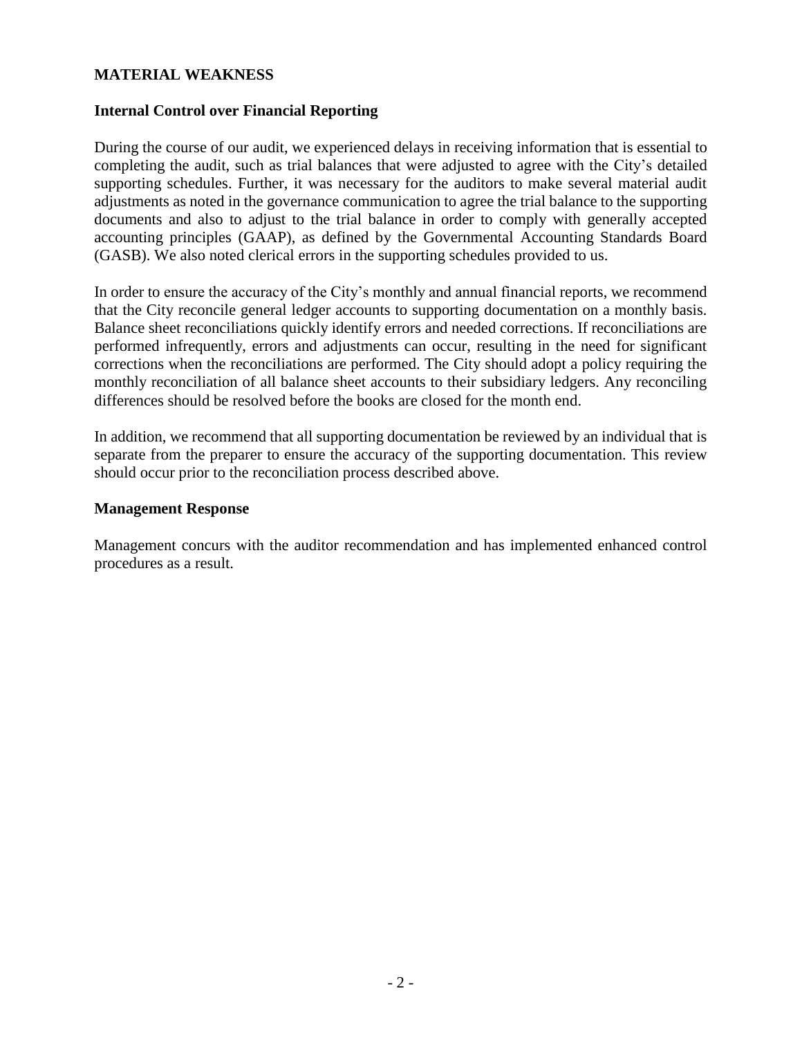## MATERIAL WEAKNESS

### Internal Control over Financial Reporting

During the course of our audit, we experienced delays in receiving information that is essential to completing the audit, such as trial balances that were adjusted to agree with the City's detailed supporting schedules. Further, it was necessary for the auditors to make several material audit adjustments as noted in the governance communication to agree the trial balance to the supporting documents and also to adjust to the trial balance in order to comply with generally accepted accounting principles (GAAP), as defined by the Governmental Accounting Standards Board (GASB). We also noted clerical errors in the supporting schedules provided to us.

In order to ensure the accuracy of the City's monthly and annual financial reports, we recommend that the City reconcile general ledger accounts to supporting documentation on a monthly basis. Balance sheet reconciliations quickly identify errors and needed corrections. If reconciliations are performed infrequently, errors and adjustments can occur, resulting in the need for significant corrections when the reconciliations are performed. The City should adopt a policy requiring the monthly reconciliation of all balance sheet accounts to their subsidiary ledgers. Any reconciling differences should be resolved before the books are closed for the month end.

In addition, we recommend that all supporting documentation be reviewed by an individual that is separate from the preparer to ensure the accuracy of the supporting documentation. This review should occur prior to the reconciliation process described above.

### Management Response

Management concurs with the auditor recommendation and has implemented enhanced control procedures as a result.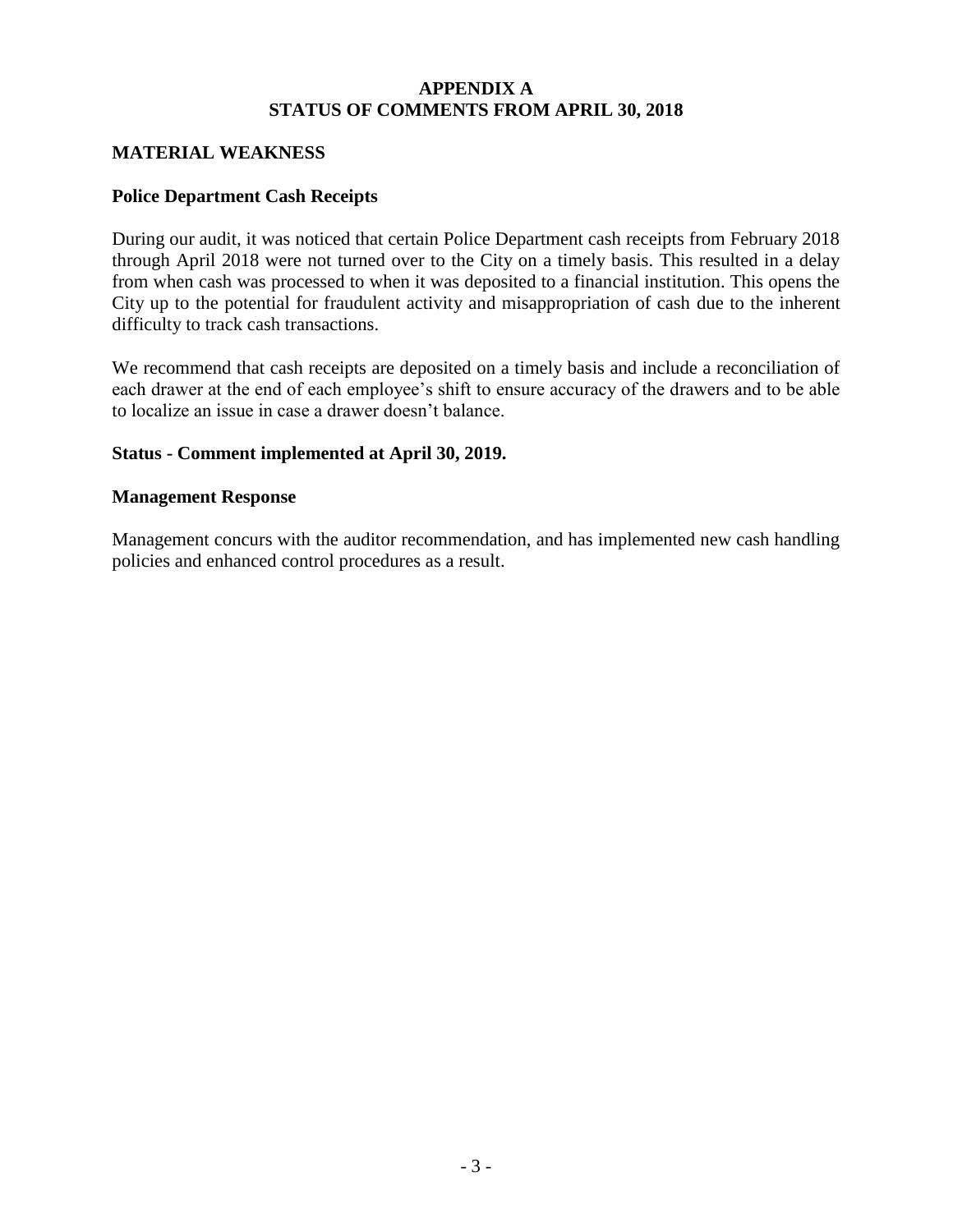# APPENDIX A
# STATUS OF COMMENTS FROM APRIL 30, 2018

## MATERIAL WEAKNESS

### Police Department Cash Receipts

During our audit, it was noticed that certain Police Department cash receipts from February 2018 through April 2018 were not turned over to the City on a timely basis. This resulted in a delay from when cash was processed to when it was deposited to a financial institution. This opens the City up to the potential for fraudulent activity and misappropriation of cash due to the inherent difficulty to track cash transactions.

We recommend that cash receipts are deposited on a timely basis and include a reconciliation of each drawer at the end of each employee's shift to ensure accuracy of the drawers and to be able to localize an issue in case a drawer doesn't balance.

**Status - Comment implemented at April 30, 2019.**

### Management Response

Management concurs with the auditor recommendation, and has implemented new cash handling policies and enhanced control procedures as a result.